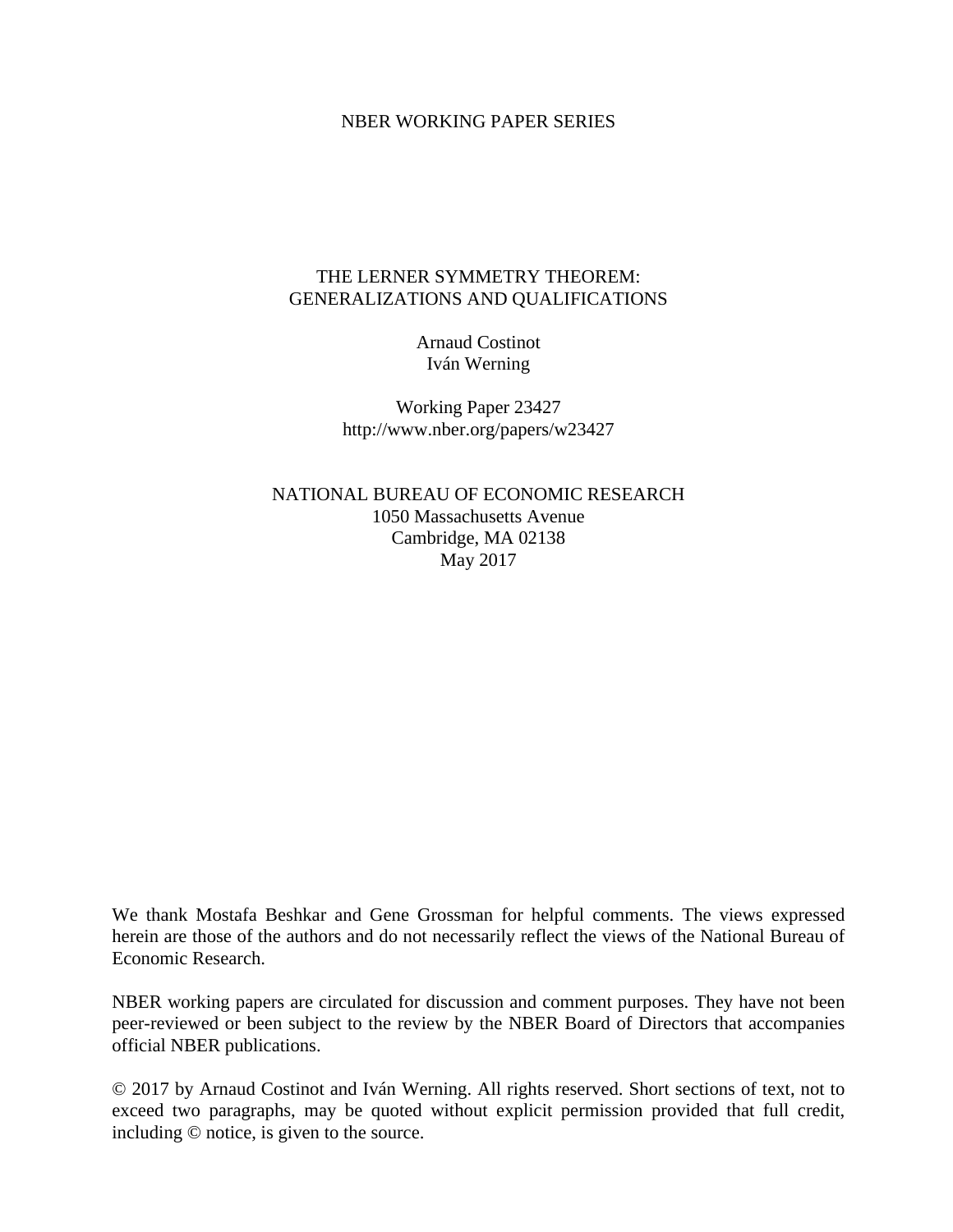NBER WORKING PAPER SERIES

# THE LERNER SYMMETRY THEOREM: GENERALIZATIONS AND QUALIFICATIONS

Arnaud Costinot
Iván Werning

Working Paper 23427
http://www.nber.org/papers/w23427

NATIONAL BUREAU OF ECONOMIC RESEARCH
1050 Massachusetts Avenue
Cambridge, MA 02138
May 2017

We thank Mostafa Beshkar and Gene Grossman for helpful comments. The views expressed herein are those of the authors and do not necessarily reflect the views of the National Bureau of Economic Research.

NBER working papers are circulated for discussion and comment purposes. They have not been peer-reviewed or been subject to the review by the NBER Board of Directors that accompanies official NBER publications.

© 2017 by Arnaud Costinot and Iván Werning. All rights reserved. Short sections of text, not to exceed two paragraphs, may be quoted without explicit permission provided that full credit, including © notice, is given to the source.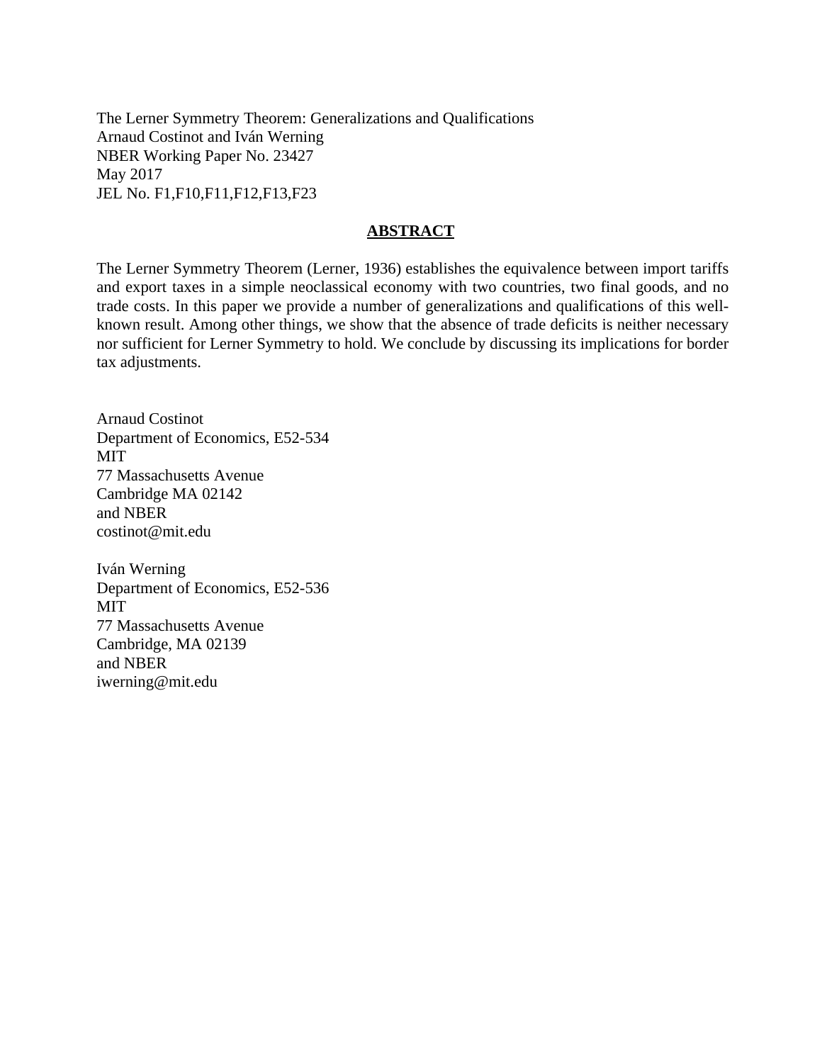The Lerner Symmetry Theorem: Generalizations and Qualifications
Arnaud Costinot and Iván Werning
NBER Working Paper No. 23427
May 2017
JEL No. F1,F10,F11,F12,F13,F23

## ABSTRACT

The Lerner Symmetry Theorem (Lerner, 1936) establishes the equivalence between import tariffs and export taxes in a simple neoclassical economy with two countries, two final goods, and no trade costs. In this paper we provide a number of generalizations and qualifications of this well-known result. Among other things, we show that the absence of trade deficits is neither necessary nor sufficient for Lerner Symmetry to hold. We conclude by discussing its implications for border tax adjustments.

Arnaud Costinot
Department of Economics, E52-534
MIT
77 Massachusetts Avenue
Cambridge MA 02142
and NBER
costinot@mit.edu

Iván Werning
Department of Economics, E52-536
MIT
77 Massachusetts Avenue
Cambridge, MA 02139
and NBER
iwerning@mit.edu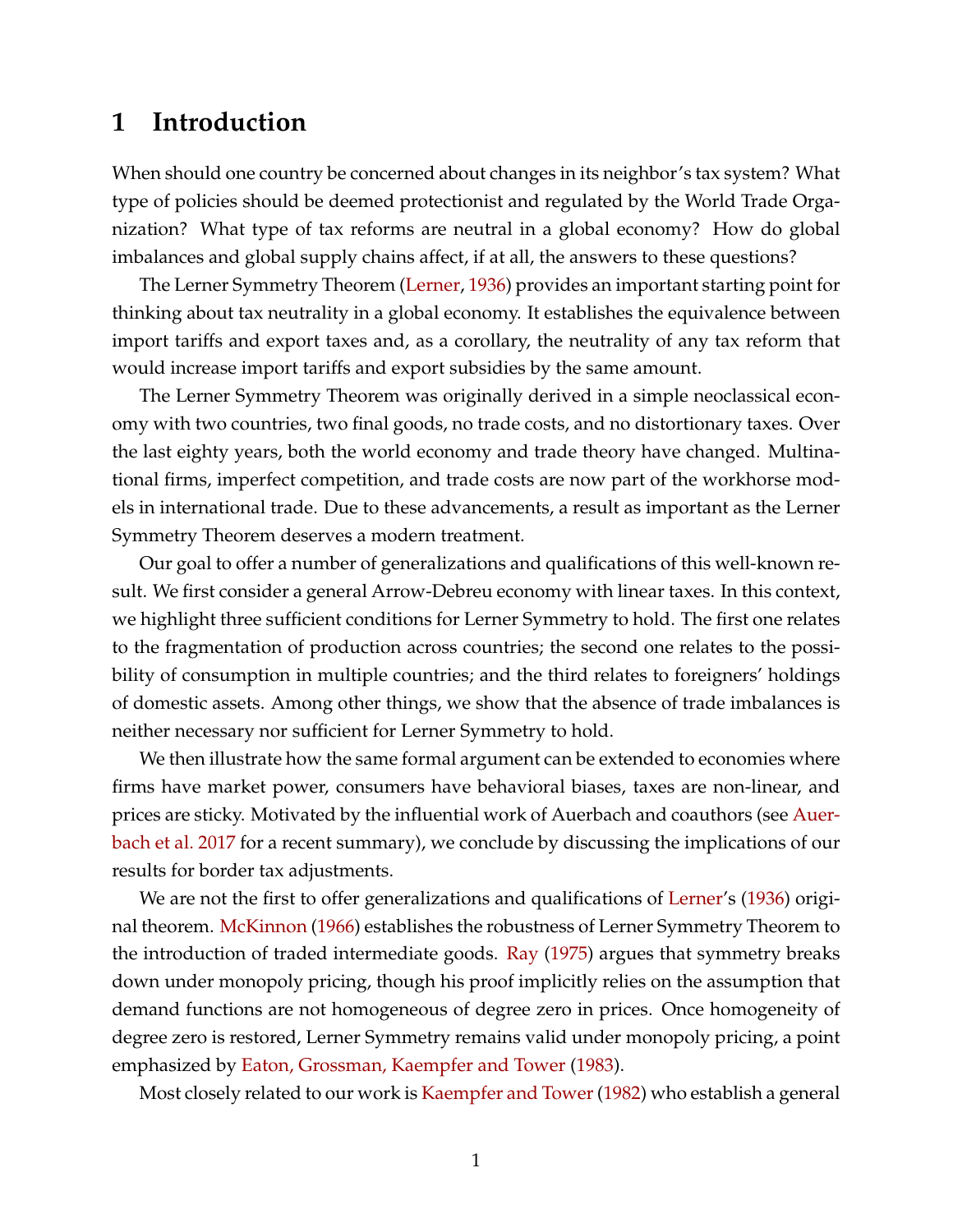# 1 Introduction

When should one country be concerned about changes in its neighbor's tax system? What type of policies should be deemed protectionist and regulated by the World Trade Organization? What type of tax reforms are neutral in a global economy? How do global imbalances and global supply chains affect, if at all, the answers to these questions?

The Lerner Symmetry Theorem (Lerner, 1936) provides an important starting point for thinking about tax neutrality in a global economy. It establishes the equivalence between import tariffs and export taxes and, as a corollary, the neutrality of any tax reform that would increase import tariffs and export subsidies by the same amount.

The Lerner Symmetry Theorem was originally derived in a simple neoclassical economy with two countries, two final goods, no trade costs, and no distortionary taxes. Over the last eighty years, both the world economy and trade theory have changed. Multinational firms, imperfect competition, and trade costs are now part of the workhorse models in international trade. Due to these advancements, a result as important as the Lerner Symmetry Theorem deserves a modern treatment.

Our goal to offer a number of generalizations and qualifications of this well-known result. We first consider a general Arrow-Debreu economy with linear taxes. In this context, we highlight three sufficient conditions for Lerner Symmetry to hold. The first one relates to the fragmentation of production across countries; the second one relates to the possibility of consumption in multiple countries; and the third relates to foreigners' holdings of domestic assets. Among other things, we show that the absence of trade imbalances is neither necessary nor sufficient for Lerner Symmetry to hold.

We then illustrate how the same formal argument can be extended to economies where firms have market power, consumers have behavioral biases, taxes are non-linear, and prices are sticky. Motivated by the influential work of Auerbach and coauthors (see Auerbach et al. 2017 for a recent summary), we conclude by discussing the implications of our results for border tax adjustments.

We are not the first to offer generalizations and qualifications of Lerner's (1936) original theorem. McKinnon (1966) establishes the robustness of Lerner Symmetry Theorem to the introduction of traded intermediate goods. Ray (1975) argues that symmetry breaks down under monopoly pricing, though his proof implicitly relies on the assumption that demand functions are not homogeneous of degree zero in prices. Once homogeneity of degree zero is restored, Lerner Symmetry remains valid under monopoly pricing, a point emphasized by Eaton, Grossman, Kaempfer and Tower (1983).

Most closely related to our work is Kaempfer and Tower (1982) who establish a general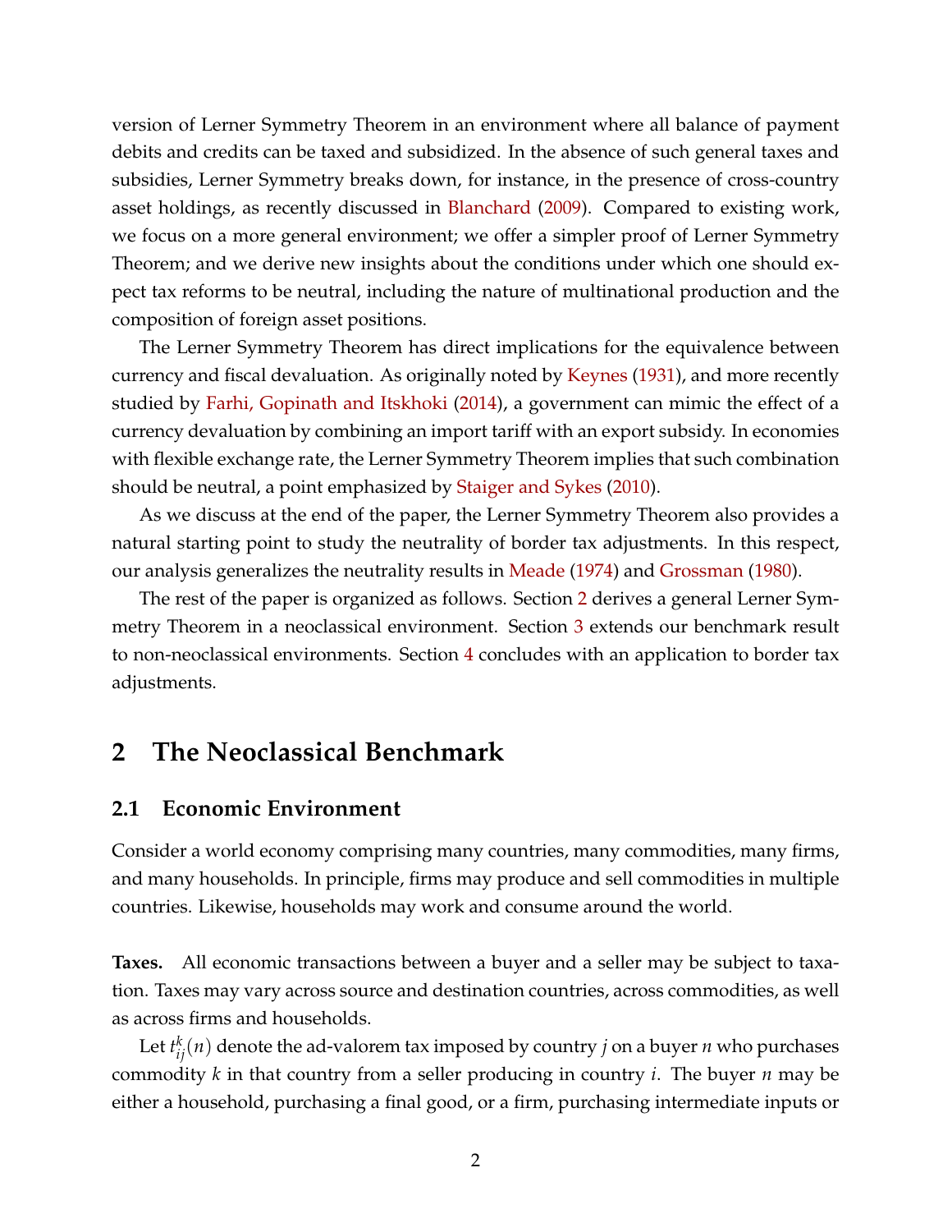version of Lerner Symmetry Theorem in an environment where all balance of payment debits and credits can be taxed and subsidized. In the absence of such general taxes and subsidies, Lerner Symmetry breaks down, for instance, in the presence of cross-country asset holdings, as recently discussed in Blanchard (2009). Compared to existing work, we focus on a more general environment; we offer a simpler proof of Lerner Symmetry Theorem; and we derive new insights about the conditions under which one should expect tax reforms to be neutral, including the nature of multinational production and the composition of foreign asset positions.

The Lerner Symmetry Theorem has direct implications for the equivalence between currency and fiscal devaluation. As originally noted by Keynes (1931), and more recently studied by Farhi, Gopinath and Itskhoki (2014), a government can mimic the effect of a currency devaluation by combining an import tariff with an export subsidy. In economies with flexible exchange rate, the Lerner Symmetry Theorem implies that such combination should be neutral, a point emphasized by Staiger and Sykes (2010).

As we discuss at the end of the paper, the Lerner Symmetry Theorem also provides a natural starting point to study the neutrality of border tax adjustments. In this respect, our analysis generalizes the neutrality results in Meade (1974) and Grossman (1980).

The rest of the paper is organized as follows. Section 2 derives a general Lerner Symmetry Theorem in a neoclassical environment. Section 3 extends our benchmark result to non-neoclassical environments. Section 4 concludes with an application to border tax adjustments.

# 2 The Neoclassical Benchmark

## 2.1 Economic Environment

Consider a world economy comprising many countries, many commodities, many firms, and many households. In principle, firms may produce and sell commodities in multiple countries. Likewise, households may work and consume around the world.

**Taxes.** All economic transactions between a buyer and a seller may be subject to taxation. Taxes may vary across source and destination countries, across commodities, as well as across firms and households.

Let $t_{ij}^{k}(n)$ denote the ad-valorem tax imposed by country $j$ on a buyer $n$ who purchases commodity $k$ in that country from a seller producing in country $i$. The buyer $n$ may be either a household, purchasing a final good, or a firm, purchasing intermediate inputs or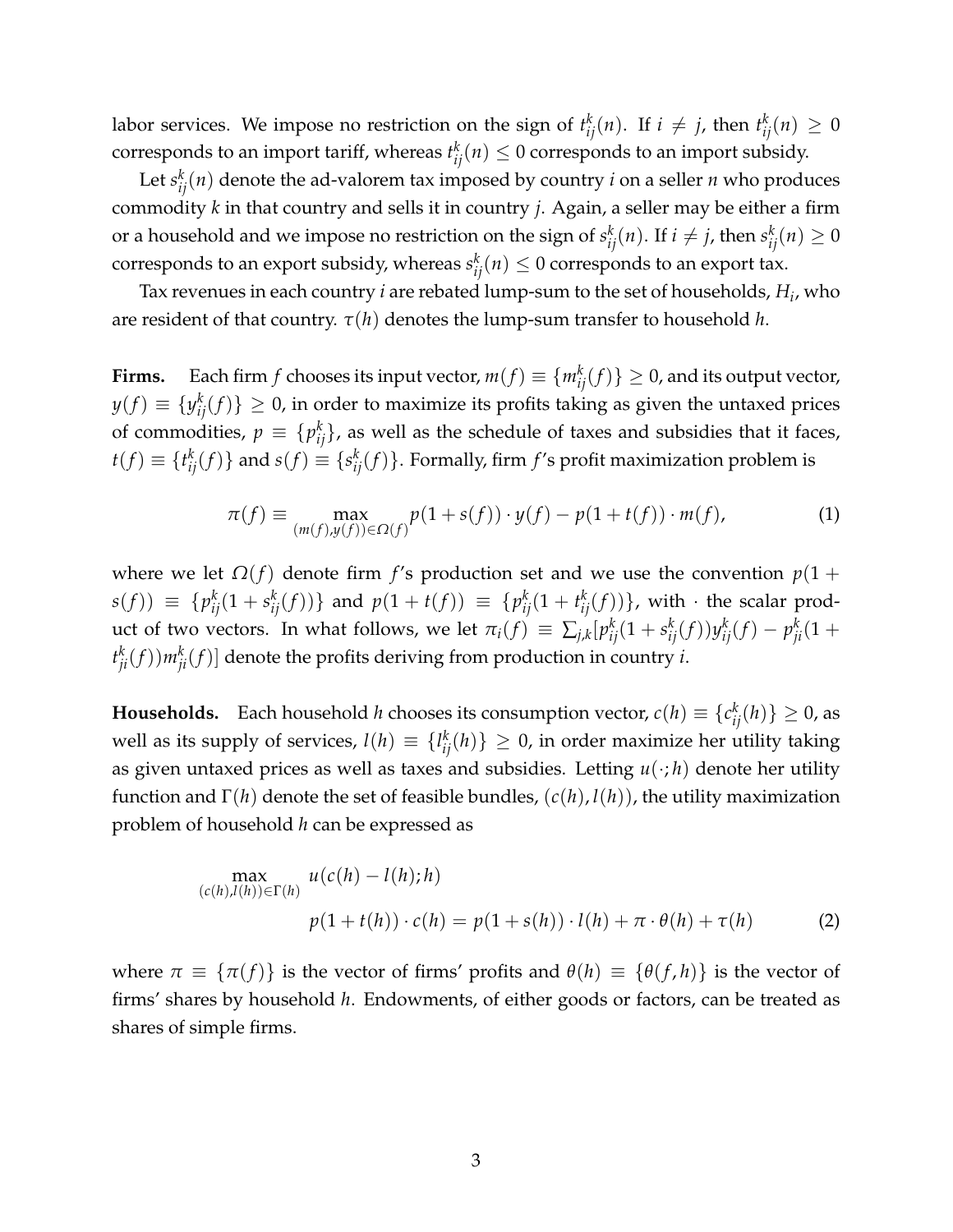labor services. We impose no restriction on the sign of $t^k_{ij}(n)$. If $i \neq j$, then $t^k_{ij}(n) \geq 0$ corresponds to an import tariff, whereas $t^k_{ij}(n) \leq 0$ corresponds to an import subsidy.

Let $s^k_{ij}(n)$ denote the ad-valorem tax imposed by country $i$ on a seller $n$ who produces commodity $k$ in that country and sells it in country $j$. Again, a seller may be either a firm or a household and we impose no restriction on the sign of $s^k_{ij}(n)$. If $i \neq j$, then $s^k_{ij}(n) \geq 0$ corresponds to an export subsidy, whereas $s^k_{ij}(n) \leq 0$ corresponds to an export tax.

Tax revenues in each country $i$ are rebated lump-sum to the set of households, $H_i$, who are resident of that country. $\tau(h)$ denotes the lump-sum transfer to household $h$.

**Firms.** Each firm $f$ chooses its input vector, $m(f) \equiv \{m^k_{ij}(f)\} \geq 0$, and its output vector, $y(f) \equiv \{y^k_{ij}(f)\} \geq 0$, in order to maximize its profits taking as given the untaxed prices of commodities, $p \equiv \{p^k_{ij}\}$, as well as the schedule of taxes and subsidies that it faces, $t(f) \equiv \{t^k_{ij}(f)\}$ and $s(f) \equiv \{s^k_{ij}(f)\}$. Formally, firm $f$'s profit maximization problem is

$$\pi(f) \equiv \max_{(m(f),y(f)) \in \Omega(f)} p(1+s(f)) \cdot y(f) - p(1+t(f)) \cdot m(f), \tag{1}$$

where we let $\Omega(f)$ denote firm $f$'s production set and we use the convention $p(1+s(f)) \equiv \{p^k_{ij}(1+s^k_{ij}(f))\}$ and $p(1+t(f)) \equiv \{p^k_{ij}(1+t^k_{ij}(f))\}$, with $\cdot$ the scalar product of two vectors. In what follows, we let $\pi_i(f) \equiv \sum_{j,k}[p^k_{ij}(1+s^k_{ij}(f))y^k_{ij}(f) - p^k_{ji}(1+t^k_{ji}(f))m^k_{ji}(f)]$ denote the profits deriving from production in country $i$.

**Households.** Each household $h$ chooses its consumption vector, $c(h) \equiv \{c^k_{ij}(h)\} \geq 0$, as well as its supply of services, $l(h) \equiv \{l^k_{ij}(h)\} \geq 0$, in order maximize her utility taking as given untaxed prices as well as taxes and subsidies. Letting $u(\cdot;h)$ denote her utility function and $\Gamma(h)$ denote the set of feasible bundles, $(c(h), l(h))$, the utility maximization problem of household $h$ can be expressed as

$$\max_{(c(h),l(h)) \in \Gamma(h)} u(c(h) - l(h); h)$$

$$p(1+t(h)) \cdot c(h) = p(1+s(h)) \cdot l(h) + \pi \cdot \theta(h) + \tau(h) \tag{2}$$

where $\pi \equiv \{\pi(f)\}$ is the vector of firms' profits and $\theta(h) \equiv \{\theta(f,h)\}$ is the vector of firms' shares by household $h$. Endowments, of either goods or factors, can be treated as shares of simple firms.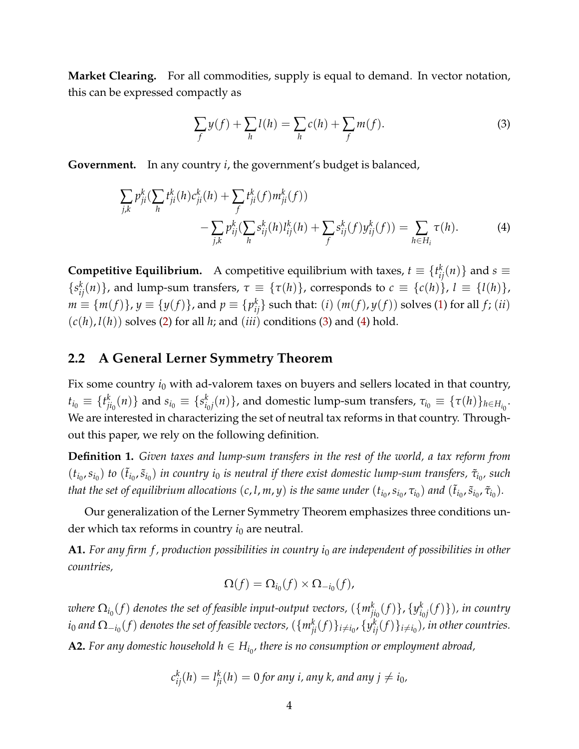**Market Clearing.** For all commodities, supply is equal to demand. In vector notation, this can be expressed compactly as

$$\sum_f y(f) + \sum_h l(h) = \sum_h c(h) + \sum_f m(f). \tag{3}$$

**Government.** In any country $i$, the government's budget is balanced,

$$\sum_{j,k} p_{ji}^k \left(\sum_h t_{ji}^k(h) c_{ji}^k(h) + \sum_f t_{ji}^k(f) m_{ji}^k(f)\right) - \sum_{j,k} p_{ij}^k \left(\sum_h s_{ij}^k(h) l_{ij}^k(h) + \sum_f s_{ij}^k(f) y_{ij}^k(f)\right) = \sum_{h \in H_i} \tau(h). \tag{4}$$

**Competitive Equilibrium.** A competitive equilibrium with taxes, $t \equiv \{t_{ij}^k(n)\}$ and $s \equiv \{s_{ij}^k(n)\}$, and lump-sum transfers, $\tau \equiv \{\tau(h)\}$, corresponds to $c \equiv \{c(h)\}$, $l \equiv \{l(h)\}$, $m \equiv \{m(f)\}$, $y \equiv \{y(f)\}$, and $p \equiv \{p_{ij}^k\}$ such that: $(i)$ $(m(f), y(f))$ solves (1) for all $f$; $(ii)$ $(c(h), l(h))$ solves (2) for all $h$; and $(iii)$ conditions (3) and (4) hold.

## 2.2 A General Lerner Symmetry Theorem

Fix some country $i_0$ with ad-valorem taxes on buyers and sellers located in that country, $t_{i_0} \equiv \{t_{ji_0}^k(n)\}$ and $s_{i_0} \equiv \{s_{i_0 j}^k(n)\}$, and domestic lump-sum transfers, $\tau_{i_0} \equiv \{\tau(h)\}_{h \in H_{i_0}}$. We are interested in characterizing the set of neutral tax reforms in that country. Throughout this paper, we rely on the following definition.

**Definition 1.** *Given taxes and lump-sum transfers in the rest of the world, a tax reform from $(t_{i_0}, s_{i_0})$ to $(\tilde{t}_{i_0}, \tilde{s}_{i_0})$ in country $i_0$ is neutral if there exist domestic lump-sum transfers, $\tilde{\tau}_{i_0}$, such that the set of equilibrium allocations $(c, l, m, y)$ is the same under $(t_{i_0}, s_{i_0}, \tau_{i_0})$ and $(\tilde{t}_{i_0}, \tilde{s}_{i_0}, \tilde{\tau}_{i_0})$.*

Our generalization of the Lerner Symmetry Theorem emphasizes three conditions under which tax reforms in country $i_0$ are neutral.

**A1.** *For any firm $f$, production possibilities in country $i_0$ are independent of possibilities in other countries,*

$$\Omega(f) = \Omega_{i_0}(f) \times \Omega_{-i_0}(f),$$

*where $\Omega_{i_0}(f)$ denotes the set of feasible input-output vectors, $(\{m_{ji_0}^k(f)\}, \{y_{i_0 j}^k(f)\})$, in country $i_0$ and $\Omega_{-i_0}(f)$ denotes the set of feasible vectors, $(\{m_{ji}^k(f)\}_{i \neq i_0}, \{y_{ij}^k(f)\}_{i \neq i_0})$, in other countries.*

**A2.** *For any domestic household $h \in H_{i_0}$, there is no consumption or employment abroad,*

$$c_{ij}^k(h) = l_{ji}^k(h) = 0 \text{ for any } i, \text{ any } k, \text{ and any } j \neq i_0,$$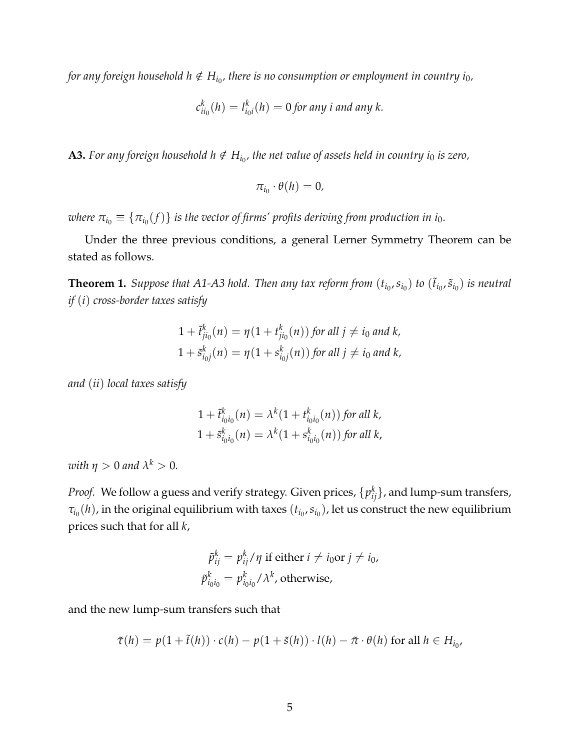*for any foreign household $h \notin H_{i_0}$, there is no consumption or employment in country $i_0$,*

$$c^k_{ii_0}(h) = l^k_{i_0 i}(h) = 0 \text{ for any } i \text{ and any } k.$$

**A3.** *For any foreign household $h \notin H_{i_0}$, the net value of assets held in country $i_0$ is zero,*

$$\pi_{i_0} \cdot \theta(h) = 0,$$

*where $\pi_{i_0} \equiv \{\pi_{i_0}(f)\}$ is the vector of firms' profits deriving from production in $i_0$.*

Under the three previous conditions, a general Lerner Symmetry Theorem can be stated as follows.

**Theorem 1.** *Suppose that A1-A3 hold. Then any tax reform from $(t_{i_0}, s_{i_0})$ to $(\tilde{t}_{i_0}, \tilde{s}_{i_0})$ is neutral if $(i)$ cross-border taxes satisfy*

$$1 + \tilde{t}^k_{ji_0}(n) = \eta(1 + t^k_{ji_0}(n)) \text{ for all } j \neq i_0 \text{ and } k,$$
$$1 + \tilde{s}^k_{i_0 j}(n) = \eta(1 + s^k_{i_0 j}(n)) \text{ for all } j \neq i_0 \text{ and } k,$$

*and $(ii)$ local taxes satisfy*

$$1 + \tilde{t}^k_{i_0 i_0}(n) = \lambda^k(1 + t^k_{i_0 i_0}(n)) \text{ for all } k,$$
$$1 + \tilde{s}^k_{i_0 i_0}(n) = \lambda^k(1 + s^k_{i_0 i_0}(n)) \text{ for all } k,$$

*with $\eta > 0$ and $\lambda^k > 0$.*

*Proof.* We follow a guess and verify strategy. Given prices, $\{p^k_{ij}\}$, and lump-sum transfers, $\tau_{i_0}(h)$, in the original equilibrium with taxes $(t_{i_0}, s_{i_0})$, let us construct the new equilibrium prices such that for all $k$,

$$\tilde{p}^k_{ij} = p^k_{ij}/\eta \text{ if either } i \neq i_0 \text{ or } j \neq i_0,$$
$$\tilde{p}^k_{i_0 i_0} = p^k_{i_0 i_0}/\lambda^k, \text{ otherwise,}$$

and the new lump-sum transfers such that

$$\tilde{\tau}(h) = p(1 + \tilde{t}(h)) \cdot c(h) - p(1 + \tilde{s}(h)) \cdot l(h) - \tilde{\pi} \cdot \theta(h) \text{ for all } h \in H_{i_0},$$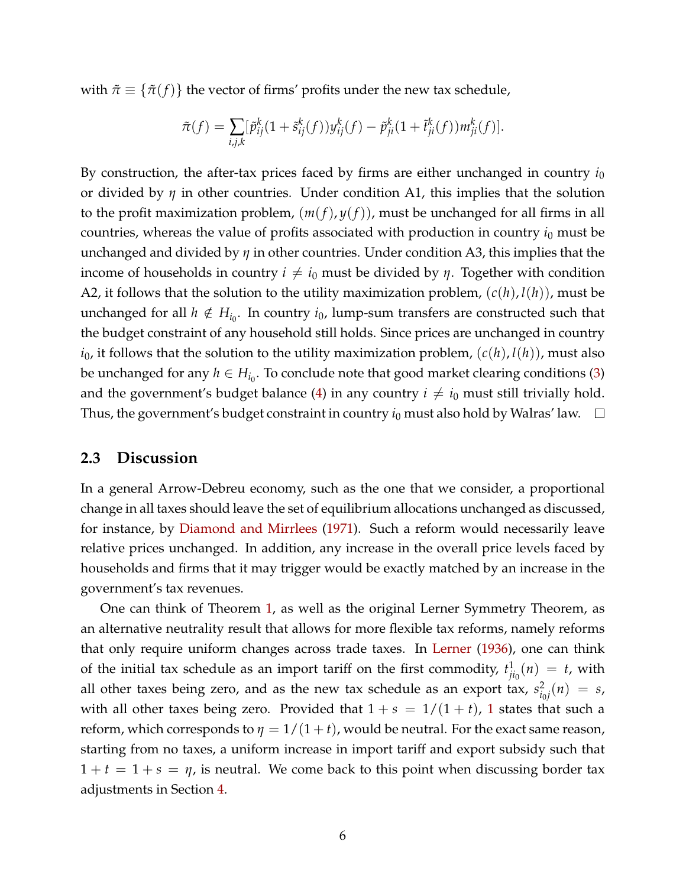with $\tilde{\pi} \equiv \{\tilde{\pi}(f)\}$ the vector of firms' profits under the new tax schedule,

$$\tilde{\pi}(f) = \sum_{i,j,k} [\tilde{p}_{ij}^k (1 + \tilde{s}_{ij}^k(f)) y_{ij}^k(f) - \tilde{p}_{ji}^k (1 + \tilde{t}_{ji}^k(f)) m_{ji}^k(f)].$$

By construction, the after-tax prices faced by firms are either unchanged in country $i_0$ or divided by $\eta$ in other countries. Under condition A1, this implies that the solution to the profit maximization problem, $(m(f), y(f))$, must be unchanged for all firms in all countries, whereas the value of profits associated with production in country $i_0$ must be unchanged and divided by $\eta$ in other countries. Under condition A3, this implies that the income of households in country $i \neq i_0$ must be divided by $\eta$. Together with condition A2, it follows that the solution to the utility maximization problem, $(c(h), l(h))$, must be unchanged for all $h \notin H_{i_0}$. In country $i_0$, lump-sum transfers are constructed such that the budget constraint of any household still holds. Since prices are unchanged in country $i_0$, it follows that the solution to the utility maximization problem, $(c(h), l(h))$, must also be unchanged for any $h \in H_{i_0}$. To conclude note that good market clearing conditions (3) and the government's budget balance (4) in any country $i \neq i_0$ must still trivially hold. Thus, the government's budget constraint in country $i_0$ must also hold by Walras' law. □

### 2.3 Discussion

In a general Arrow-Debreu economy, such as the one that we consider, a proportional change in all taxes should leave the set of equilibrium allocations unchanged as discussed, for instance, by Diamond and Mirrlees (1971). Such a reform would necessarily leave relative prices unchanged. In addition, any increase in the overall price levels faced by households and firms that it may trigger would be exactly matched by an increase in the government's tax revenues.

One can think of Theorem 1, as well as the original Lerner Symmetry Theorem, as an alternative neutrality result that allows for more flexible tax reforms, namely reforms that only require uniform changes across trade taxes. In Lerner (1936), one can think of the initial tax schedule as an import tariff on the first commodity, $t_{ji_0}^1(n) = t$, with all other taxes being zero, and as the new tax schedule as an export tax, $s_{i_0j}^2(n) = s$, with all other taxes being zero. Provided that $1 + s = 1/(1 + t)$, 1 states that such a reform, which corresponds to $\eta = 1/(1 + t)$, would be neutral. For the exact same reason, starting from no taxes, a uniform increase in import tariff and export subsidy such that $1 + t = 1 + s = \eta$, is neutral. We come back to this point when discussing border tax adjustments in Section 4.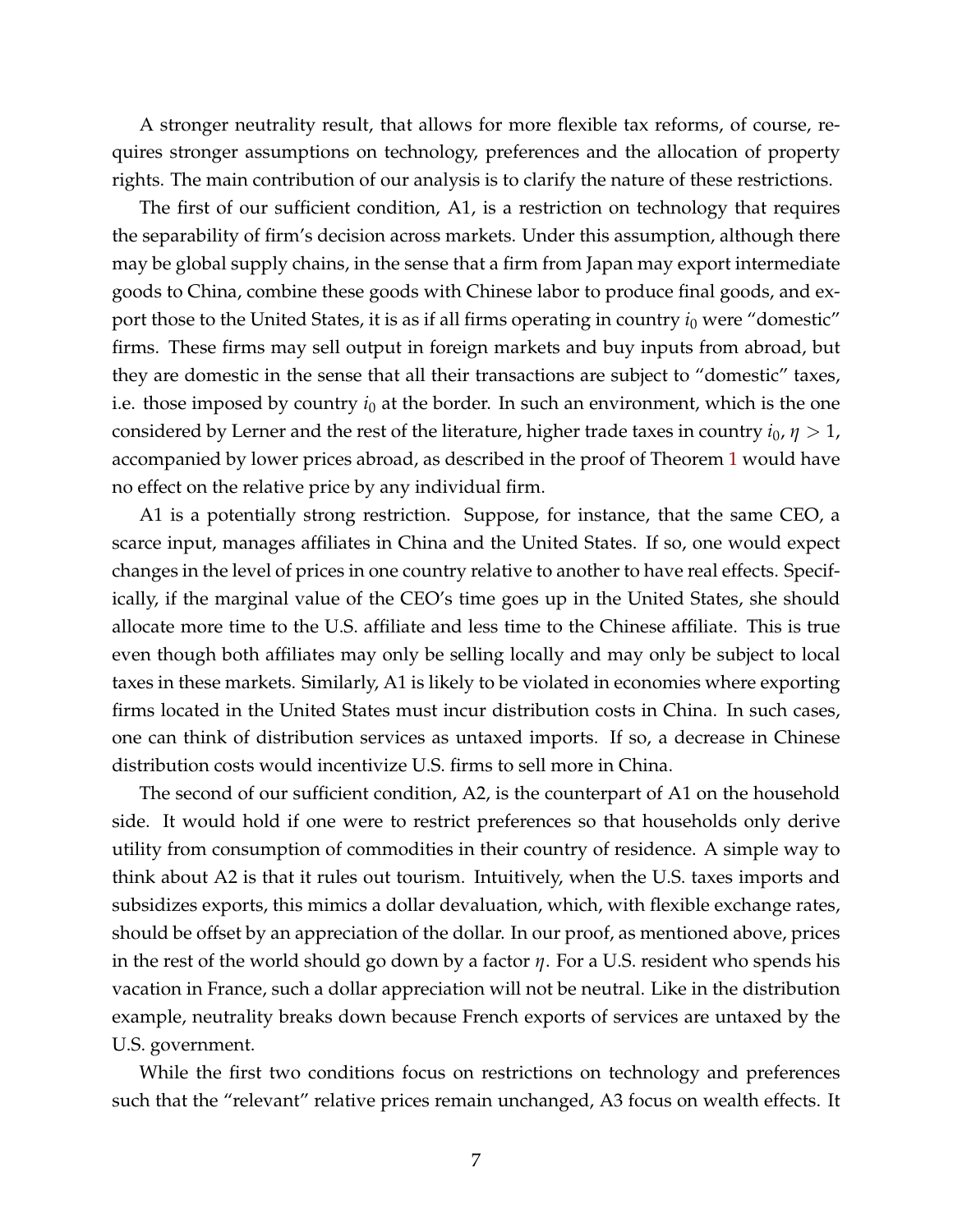A stronger neutrality result, that allows for more flexible tax reforms, of course, requires stronger assumptions on technology, preferences and the allocation of property rights. The main contribution of our analysis is to clarify the nature of these restrictions.

The first of our sufficient condition, A1, is a restriction on technology that requires the separability of firm's decision across markets. Under this assumption, although there may be global supply chains, in the sense that a firm from Japan may export intermediate goods to China, combine these goods with Chinese labor to produce final goods, and export those to the United States, it is as if all firms operating in country $i_0$ were "domestic" firms. These firms may sell output in foreign markets and buy inputs from abroad, but they are domestic in the sense that all their transactions are subject to "domestic" taxes, i.e. those imposed by country $i_0$ at the border. In such an environment, which is the one considered by Lerner and the rest of the literature, higher trade taxes in country $i_0$, $\eta > 1$, accompanied by lower prices abroad, as described in the proof of Theorem 1 would have no effect on the relative price by any individual firm.

A1 is a potentially strong restriction. Suppose, for instance, that the same CEO, a scarce input, manages affiliates in China and the United States. If so, one would expect changes in the level of prices in one country relative to another to have real effects. Specifically, if the marginal value of the CEO's time goes up in the United States, she should allocate more time to the U.S. affiliate and less time to the Chinese affiliate. This is true even though both affiliates may only be selling locally and may only be subject to local taxes in these markets. Similarly, A1 is likely to be violated in economies where exporting firms located in the United States must incur distribution costs in China. In such cases, one can think of distribution services as untaxed imports. If so, a decrease in Chinese distribution costs would incentivize U.S. firms to sell more in China.

The second of our sufficient condition, A2, is the counterpart of A1 on the household side. It would hold if one were to restrict preferences so that households only derive utility from consumption of commodities in their country of residence. A simple way to think about A2 is that it rules out tourism. Intuitively, when the U.S. taxes imports and subsidizes exports, this mimics a dollar devaluation, which, with flexible exchange rates, should be offset by an appreciation of the dollar. In our proof, as mentioned above, prices in the rest of the world should go down by a factor $\eta$. For a U.S. resident who spends his vacation in France, such a dollar appreciation will not be neutral. Like in the distribution example, neutrality breaks down because French exports of services are untaxed by the U.S. government.

While the first two conditions focus on restrictions on technology and preferences such that the "relevant" relative prices remain unchanged, A3 focus on wealth effects. It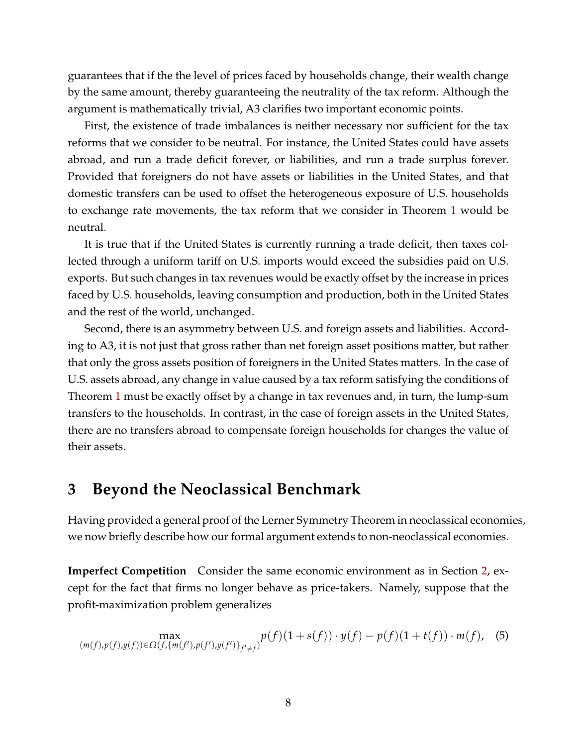guarantees that if the the level of prices faced by households change, their wealth change by the same amount, thereby guaranteeing the neutrality of the tax reform. Although the argument is mathematically trivial, A3 clarifies two important economic points.

First, the existence of trade imbalances is neither necessary nor sufficient for the tax reforms that we consider to be neutral. For instance, the United States could have assets abroad, and run a trade deficit forever, or liabilities, and run a trade surplus forever. Provided that foreigners do not have assets or liabilities in the United States, and that domestic transfers can be used to offset the heterogeneous exposure of U.S. households to exchange rate movements, the tax reform that we consider in Theorem 1 would be neutral.

It is true that if the United States is currently running a trade deficit, then taxes collected through a uniform tariff on U.S. imports would exceed the subsidies paid on U.S. exports. But such changes in tax revenues would be exactly offset by the increase in prices faced by U.S. households, leaving consumption and production, both in the United States and the rest of the world, unchanged.

Second, there is an asymmetry between U.S. and foreign assets and liabilities. According to A3, it is not just that gross rather than net foreign asset positions matter, but rather that only the gross assets position of foreigners in the United States matters. In the case of U.S. assets abroad, any change in value caused by a tax reform satisfying the conditions of Theorem 1 must be exactly offset by a change in tax revenues and, in turn, the lump-sum transfers to the households. In contrast, in the case of foreign assets in the United States, there are no transfers abroad to compensate foreign households for changes the value of their assets.

# 3 Beyond the Neoclassical Benchmark

Having provided a general proof of the Lerner Symmetry Theorem in neoclassical economies, we now briefly describe how our formal argument extends to non-neoclassical economies.

**Imperfect Competition** Consider the same economic environment as in Section 2, except for the fact that firms no longer behave as price-takers. Namely, suppose that the profit-maximization problem generalizes

$$\max_{(m(f),p(f),y(f))\in\Omega(f,\{m(f'),p(f'),y(f')\}_{f'\neq f})} p(f)(1+s(f))\cdot y(f) - p(f)(1+t(f))\cdot m(f), \quad (5)$$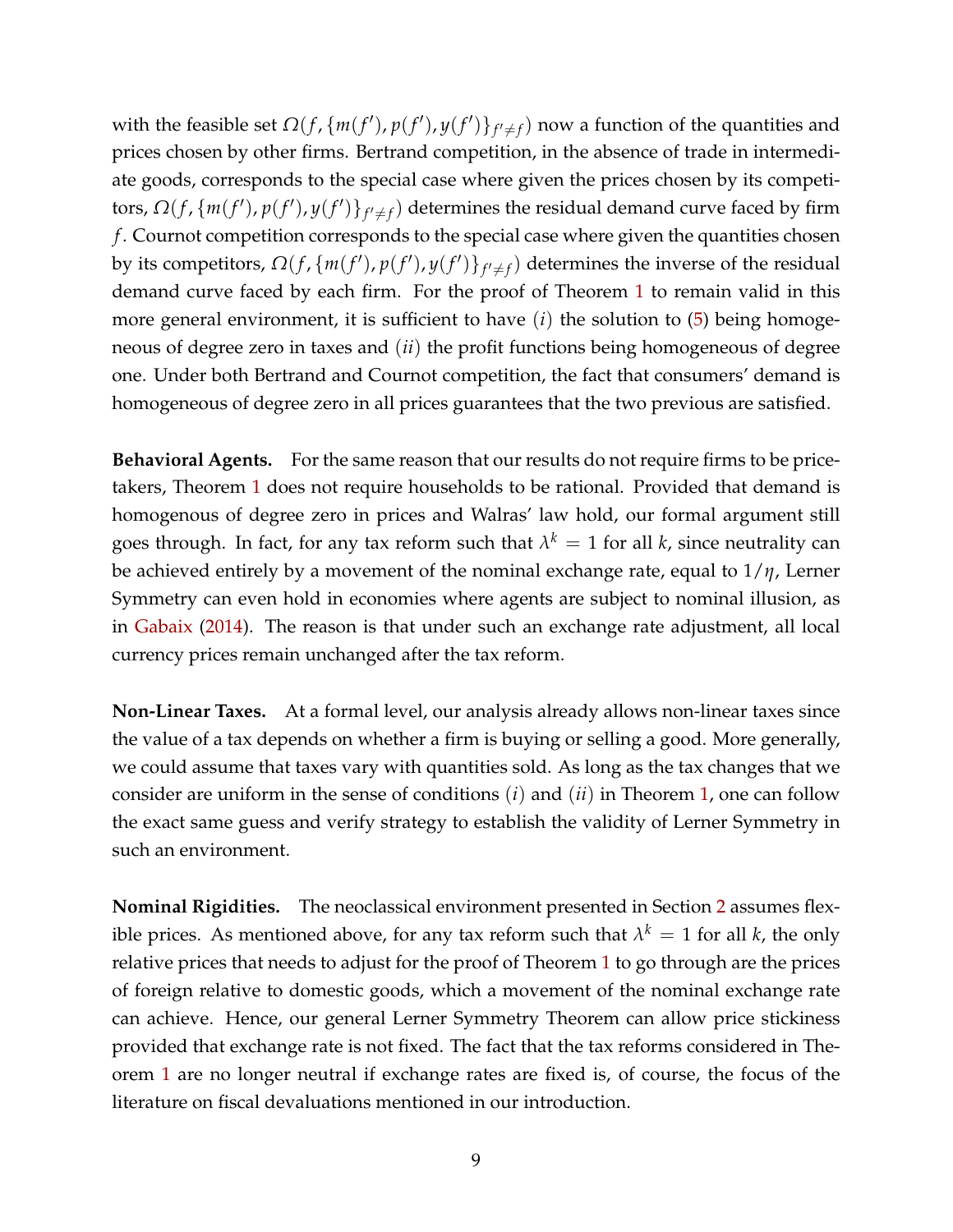with the feasible set $\Omega(f, \{m(f'), p(f'), y(f')\}_{f' \neq f})$ now a function of the quantities and prices chosen by other firms. Bertrand competition, in the absence of trade in intermediate goods, corresponds to the special case where given the prices chosen by its competitors, $\Omega(f, \{m(f'), p(f'), y(f')\}_{f' \neq f})$ determines the residual demand curve faced by firm $f$. Cournot competition corresponds to the special case where given the quantities chosen by its competitors, $\Omega(f, \{m(f'), p(f'), y(f')\}_{f' \neq f})$ determines the inverse of the residual demand curve faced by each firm. For the proof of Theorem 1 to remain valid in this more general environment, it is sufficient to have $(i)$ the solution to (5) being homogeneous of degree zero in taxes and $(ii)$ the profit functions being homogeneous of degree one. Under both Bertrand and Cournot competition, the fact that consumers' demand is homogeneous of degree zero in all prices guarantees that the two previous are satisfied.

**Behavioral Agents.** For the same reason that our results do not require firms to be price-takers, Theorem 1 does not require households to be rational. Provided that demand is homogenous of degree zero in prices and Walras' law hold, our formal argument still goes through. In fact, for any tax reform such that $\lambda^k = 1$ for all $k$, since neutrality can be achieved entirely by a movement of the nominal exchange rate, equal to $1/\eta$, Lerner Symmetry can even hold in economies where agents are subject to nominal illusion, as in Gabaix (2014). The reason is that under such an exchange rate adjustment, all local currency prices remain unchanged after the tax reform.

**Non-Linear Taxes.** At a formal level, our analysis already allows non-linear taxes since the value of a tax depends on whether a firm is buying or selling a good. More generally, we could assume that taxes vary with quantities sold. As long as the tax changes that we consider are uniform in the sense of conditions $(i)$ and $(ii)$ in Theorem 1, one can follow the exact same guess and verify strategy to establish the validity of Lerner Symmetry in such an environment.

**Nominal Rigidities.** The neoclassical environment presented in Section 2 assumes flexible prices. As mentioned above, for any tax reform such that $\lambda^k = 1$ for all $k$, the only relative prices that needs to adjust for the proof of Theorem 1 to go through are the prices of foreign relative to domestic goods, which a movement of the nominal exchange rate can achieve. Hence, our general Lerner Symmetry Theorem can allow price stickiness provided that exchange rate is not fixed. The fact that the tax reforms considered in Theorem 1 are no longer neutral if exchange rates are fixed is, of course, the focus of the literature on fiscal devaluations mentioned in our introduction.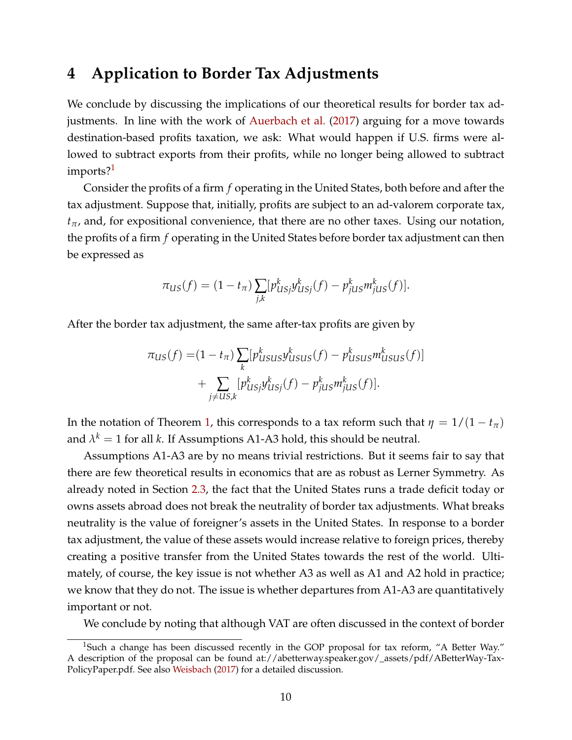# 4 Application to Border Tax Adjustments

We conclude by discussing the implications of our theoretical results for border tax adjustments. In line with the work of Auerbach et al. (2017) arguing for a move towards destination-based profits taxation, we ask: What would happen if U.S. firms were allowed to subtract exports from their profits, while no longer being allowed to subtract imports?[1]

Consider the profits of a firm $f$ operating in the United States, both before and after the tax adjustment. Suppose that, initially, profits are subject to an ad-valorem corporate tax, $t_\pi$, and, for expositional convenience, that there are no other taxes. Using our notation, the profits of a firm $f$ operating in the United States before border tax adjustment can then be expressed as

$$\pi_{US}(f) = (1 - t_\pi) \sum_{j,k} [p^k_{USj} y^k_{USj}(f) - p^k_{jUS} m^k_{jUS}(f)].$$

After the border tax adjustment, the same after-tax profits are given by

$$\begin{aligned} \pi_{US}(f) =& (1 - t_\pi) \sum_{k} [p^k_{USUS} y^k_{USUS}(f) - p^k_{USUS} m^k_{USUS}(f)] \\ &+ \sum_{j \neq US, k} [p^k_{USj} y^k_{USj}(f) - p^k_{jUS} m^k_{jUS}(f)]. \end{aligned}$$

In the notation of Theorem 1, this corresponds to a tax reform such that $\eta = 1/(1 - t_\pi)$ and $\lambda^k = 1$ for all $k$. If Assumptions A1-A3 hold, this should be neutral.

Assumptions A1-A3 are by no means trivial restrictions. But it seems fair to say that there are few theoretical results in economics that are as robust as Lerner Symmetry. As already noted in Section 2.3, the fact that the United States runs a trade deficit today or owns assets abroad does not break the neutrality of border tax adjustments. What breaks neutrality is the value of foreigner's assets in the United States. In response to a border tax adjustment, the value of these assets would increase relative to foreign prices, thereby creating a positive transfer from the United States towards the rest of the world. Ultimately, of course, the key issue is not whether A3 as well as A1 and A2 hold in practice; we know that they do not. The issue is whether departures from A1-A3 are quantitatively important or not.

We conclude by noting that although VAT are often discussed in the context of border

[1] Such a change has been discussed recently in the GOP proposal for tax reform, "A Better Way." A description of the proposal can be found at://abetterway.speaker.gov/_assets/pdf/ABetterWay-Tax-PolicyPaper.pdf. See also Weisbach (2017) for a detailed discussion.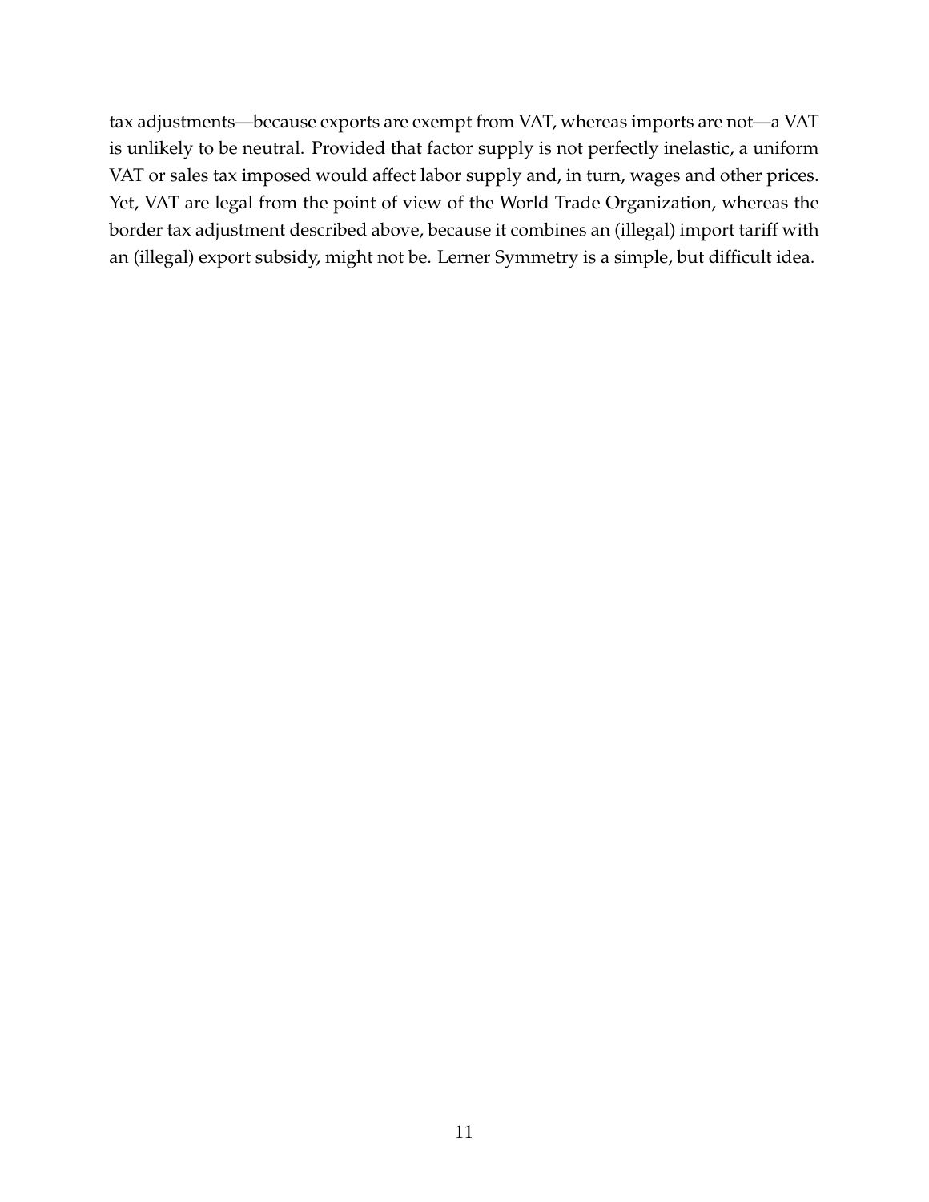tax adjustments—because exports are exempt from VAT, whereas imports are not—a VAT is unlikely to be neutral. Provided that factor supply is not perfectly inelastic, a uniform VAT or sales tax imposed would affect labor supply and, in turn, wages and other prices. Yet, VAT are legal from the point of view of the World Trade Organization, whereas the border tax adjustment described above, because it combines an (illegal) import tariff with an (illegal) export subsidy, might not be. Lerner Symmetry is a simple, but difficult idea.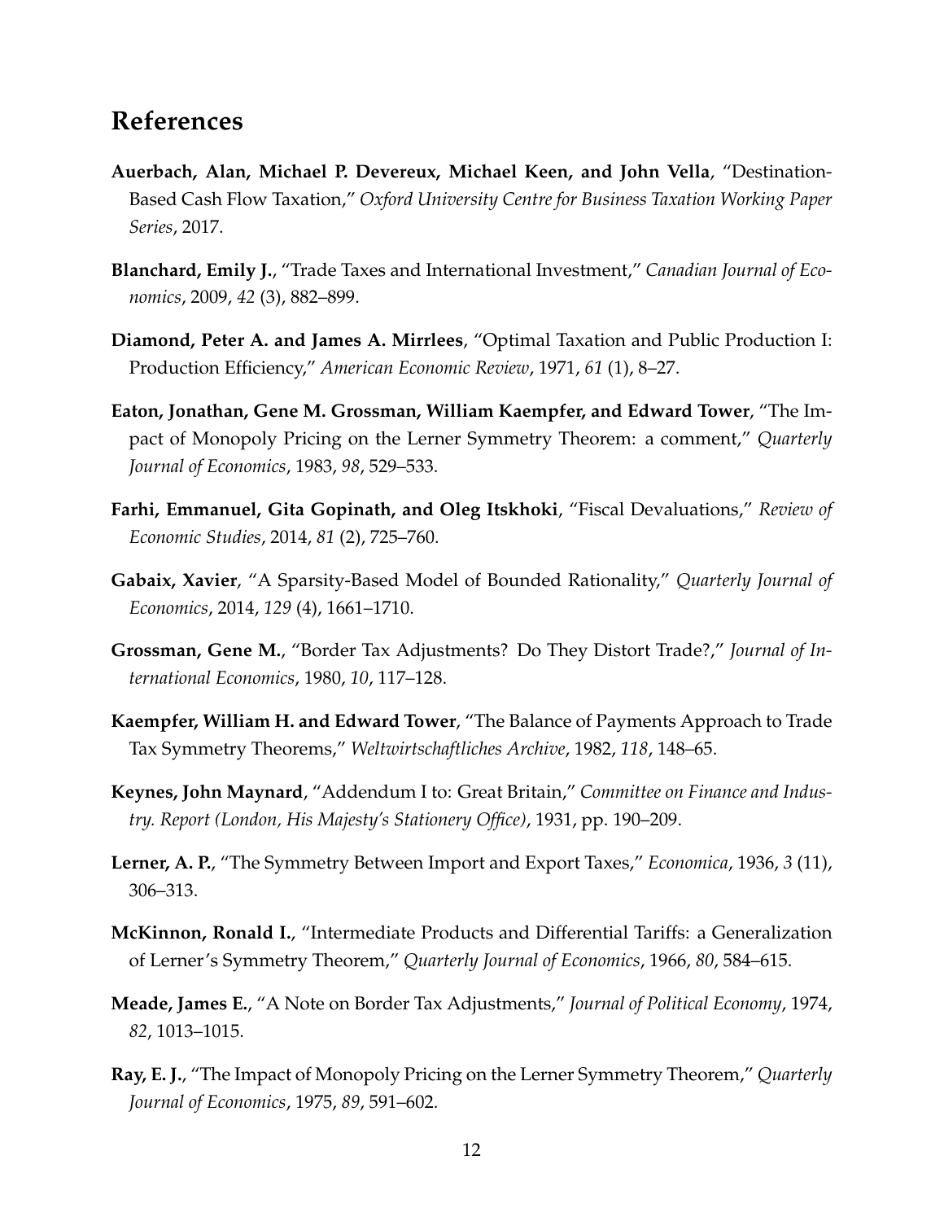# References

**Auerbach, Alan, Michael P. Devereux, Michael Keen, and John Vella**, "Destination-Based Cash Flow Taxation," *Oxford University Centre for Business Taxation Working Paper Series*, 2017.

**Blanchard, Emily J.**, "Trade Taxes and International Investment," *Canadian Journal of Economics*, 2009, *42* (3), 882–899.

**Diamond, Peter A. and James A. Mirrlees**, "Optimal Taxation and Public Production I: Production Efficiency," *American Economic Review*, 1971, *61* (1), 8–27.

**Eaton, Jonathan, Gene M. Grossman, William Kaempfer, and Edward Tower**, "The Impact of Monopoly Pricing on the Lerner Symmetry Theorem: a comment," *Quarterly Journal of Economics*, 1983, *98*, 529–533.

**Farhi, Emmanuel, Gita Gopinath, and Oleg Itskhoki**, "Fiscal Devaluations," *Review of Economic Studies*, 2014, *81* (2), 725–760.

**Gabaix, Xavier**, "A Sparsity-Based Model of Bounded Rationality," *Quarterly Journal of Economics*, 2014, *129* (4), 1661–1710.

**Grossman, Gene M.**, "Border Tax Adjustments? Do They Distort Trade?," *Journal of International Economics*, 1980, *10*, 117–128.

**Kaempfer, William H. and Edward Tower**, "The Balance of Payments Approach to Trade Tax Symmetry Theorems," *Weltwirtschaftliches Archive*, 1982, *118*, 148–65.

**Keynes, John Maynard**, "Addendum I to: Great Britain," *Committee on Finance and Industry. Report (London, His Majesty's Stationery Office)*, 1931, pp. 190–209.

**Lerner, A. P.**, "The Symmetry Between Import and Export Taxes," *Economica*, 1936, *3* (11), 306–313.

**McKinnon, Ronald I.**, "Intermediate Products and Differential Tariffs: a Generalization of Lerner's Symmetry Theorem," *Quarterly Journal of Economics*, 1966, *80*, 584–615.

**Meade, James E.**, "A Note on Border Tax Adjustments," *Journal of Political Economy*, 1974, *82*, 1013–1015.

**Ray, E. J.**, "The Impact of Monopoly Pricing on the Lerner Symmetry Theorem," *Quarterly Journal of Economics*, 1975, *89*, 591–602.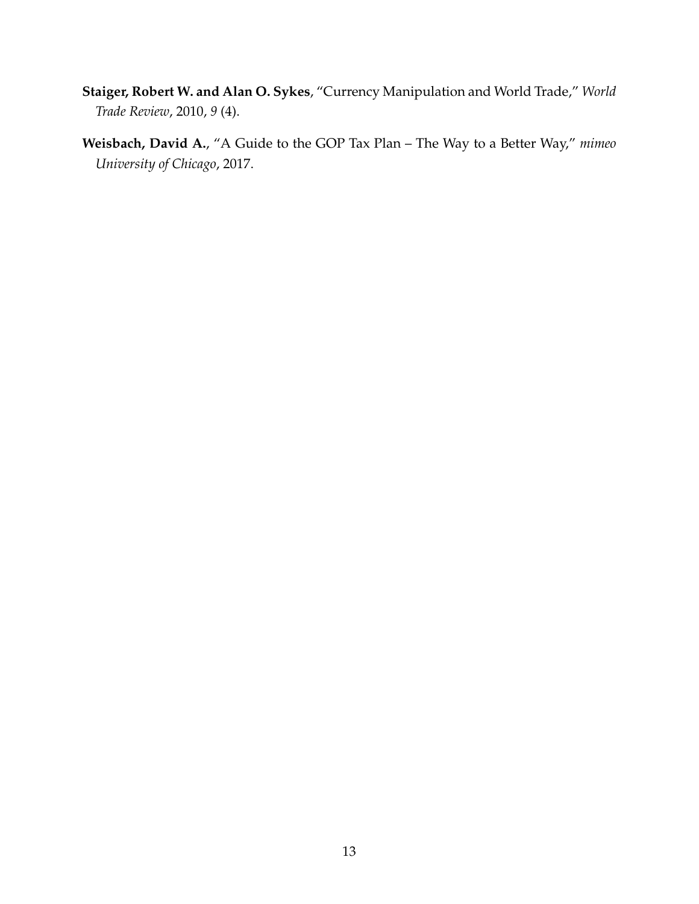**Staiger, Robert W. and Alan O. Sykes**, "Currency Manipulation and World Trade," *World Trade Review*, 2010, *9* (4).

**Weisbach, David A.**, "A Guide to the GOP Tax Plan – The Way to a Better Way," *mimeo University of Chicago*, 2017.